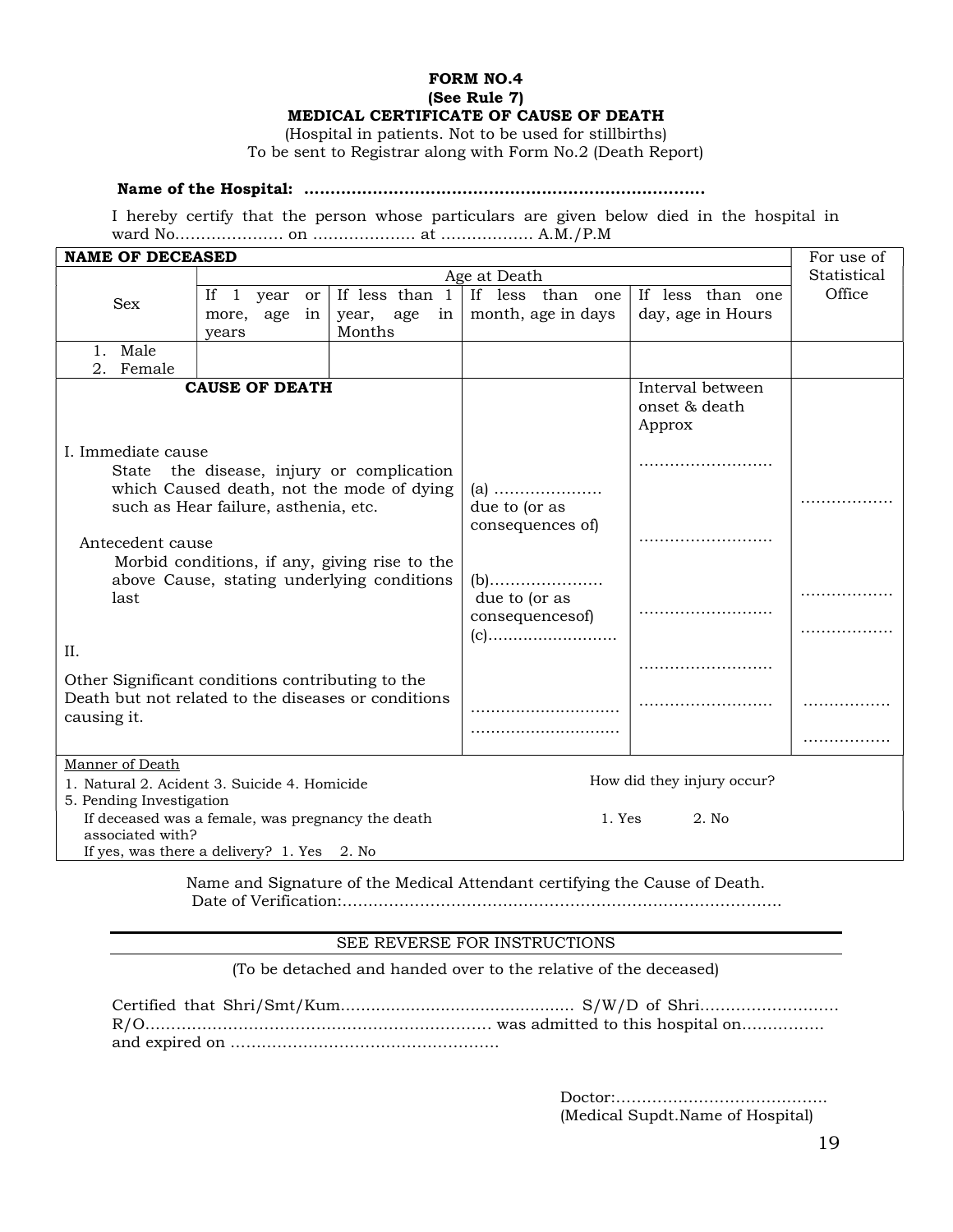**FORM NO.4**
**(See Rule 7)**
**MEDICAL CERTIFICATE OF CAUSE OF DEATH**

(Hospital in patients. Not to be used for stillbirths)
To be sent to Registrar along with Form No.2 (Death Report)

**Name of the Hospital: ............................................................................**

I hereby certify that the person whose particulars are given below died in the hospital in ward No..................... on .................... at .................. A.M./P.M

| **NAME OF DECEASED** | | | | | For use of Statistical Office |
|---|---|---|---|---|---|
| Sex | Age at Death | | | | |
| | If 1 year or more, age in years | If less than 1 year, age in Months | If less than one month, age in days | If less than one day, age in Hours | |
| 1. Male<br>2. Female | | | | | |

| **CAUSE OF DEATH** | | Interval between onset & death Approx | |
|---|---|---|---|
| I. Immediate cause<br>State the disease, injury or complication which Caused death, not the mode of dying such as Hear failure, asthenia, etc. | (a) ..................... due to (or as consequences of) | .......................... | ................. |
| Antecedent cause<br>Morbid conditions, if any, giving rise to the above Cause, stating underlying conditions last | (b)...................... due to (or as consequencesof)<br>(c).......................... | ..........................<br>..........................<br>.......................... | .................<br>................. |
| II.<br>Other Significant conditions contributing to the Death but not related to the diseases or conditions causing it. | .............................<br>............................. | .......................... | .................<br>................. |

Manner of Death

1. Natural 2. Acident 3. Suicide 4. Homicide
5. Pending Investigation

How did they injury occur?

If deceased was a female, was pregnancy the death associated with? 1. Yes 2. No

If yes, was there a delivery? 1. Yes 2. No

Name and Signature of the Medical Attendant certifying the Cause of Death.
Date of Verification:....................................................................................

---

SEE REVERSE FOR INSTRUCTIONS

(To be detached and handed over to the relative of the deceased)

Certified that Shri/Smt/Kum.............................................. S/W/D of Shri........................... R/O................................................................... was admitted to this hospital on................ and expired on ...................................................

Doctor:........................................
(Medical Supdt.Name of Hospital)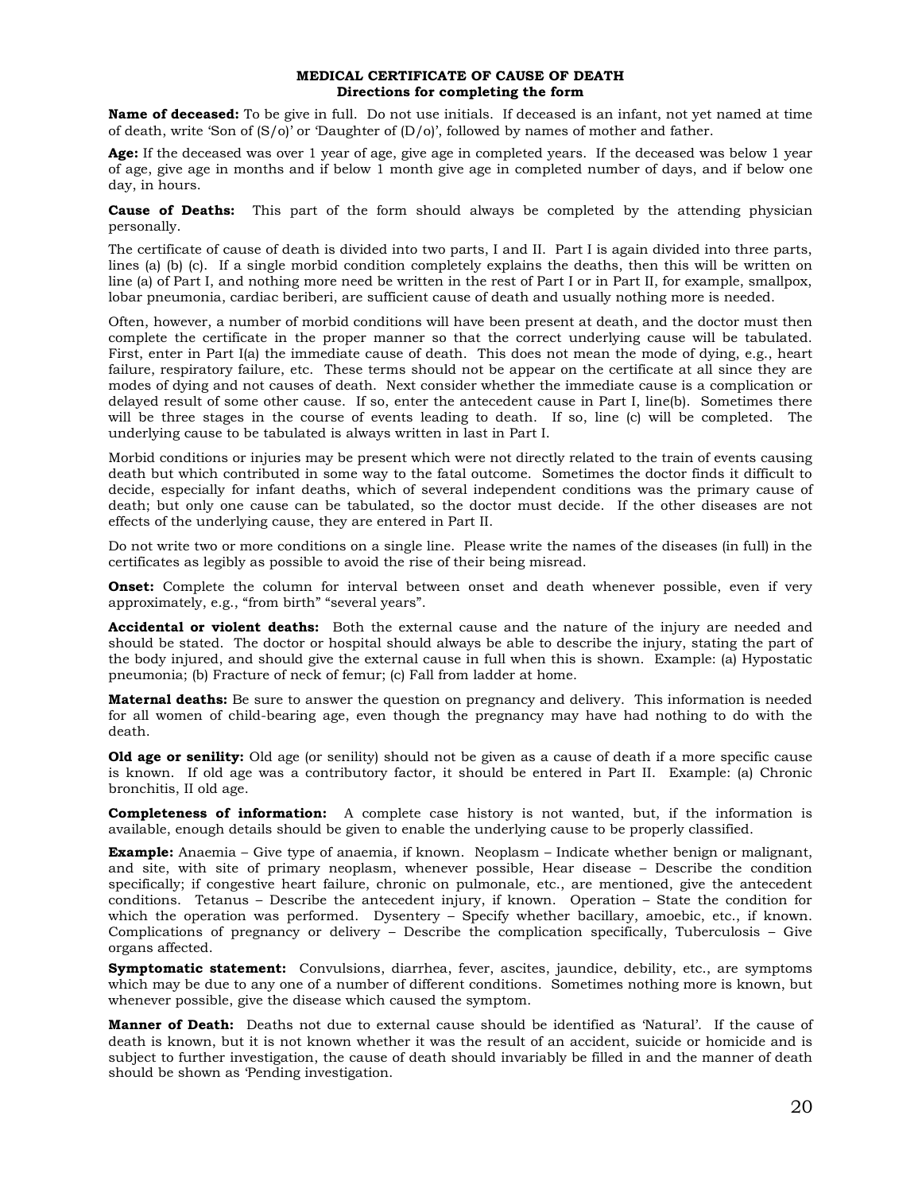**MEDICAL CERTIFICATE OF CAUSE OF DEATH**
**Directions for completing the form**

**Name of deceased:** To be give in full. Do not use initials. If deceased is an infant, not yet named at time of death, write 'Son of (S/o)' or 'Daughter of (D/o)', followed by names of mother and father.

**Age:** If the deceased was over 1 year of age, give age in completed years. If the deceased was below 1 year of age, give age in months and if below 1 month give age in completed number of days, and if below one day, in hours.

**Cause of Deaths:** This part of the form should always be completed by the attending physician personally.

The certificate of cause of death is divided into two parts, I and II. Part I is again divided into three parts, lines (a) (b) (c). If a single morbid condition completely explains the deaths, then this will be written on line (a) of Part I, and nothing more need be written in the rest of Part I or in Part II, for example, smallpox, lobar pneumonia, cardiac beriberi, are sufficient cause of death and usually nothing more is needed.

Often, however, a number of morbid conditions will have been present at death, and the doctor must then complete the certificate in the proper manner so that the correct underlying cause will be tabulated. First, enter in Part I(a) the immediate cause of death. This does not mean the mode of dying, e.g., heart failure, respiratory failure, etc. These terms should not be appear on the certificate at all since they are modes of dying and not causes of death. Next consider whether the immediate cause is a complication or delayed result of some other cause. If so, enter the antecedent cause in Part I, line(b). Sometimes there will be three stages in the course of events leading to death. If so, line (c) will be completed. The underlying cause to be tabulated is always written in last in Part I.

Morbid conditions or injuries may be present which were not directly related to the train of events causing death but which contributed in some way to the fatal outcome. Sometimes the doctor finds it difficult to decide, especially for infant deaths, which of several independent conditions was the primary cause of death; but only one cause can be tabulated, so the doctor must decide. If the other diseases are not effects of the underlying cause, they are entered in Part II.

Do not write two or more conditions on a single line. Please write the names of the diseases (in full) in the certificates as legibly as possible to avoid the rise of their being misread.

**Onset:** Complete the column for interval between onset and death whenever possible, even if very approximately, e.g., "from birth" "several years".

**Accidental or violent deaths:** Both the external cause and the nature of the injury are needed and should be stated. The doctor or hospital should always be able to describe the injury, stating the part of the body injured, and should give the external cause in full when this is shown. Example: (a) Hypostatic pneumonia; (b) Fracture of neck of femur; (c) Fall from ladder at home.

**Maternal deaths:** Be sure to answer the question on pregnancy and delivery. This information is needed for all women of child-bearing age, even though the pregnancy may have had nothing to do with the death.

**Old age or senility:** Old age (or senility) should not be given as a cause of death if a more specific cause is known. If old age was a contributory factor, it should be entered in Part II. Example: (a) Chronic bronchitis, II old age.

**Completeness of information:** A complete case history is not wanted, but, if the information is available, enough details should be given to enable the underlying cause to be properly classified.

**Example:** Anaemia – Give type of anaemia, if known. Neoplasm – Indicate whether benign or malignant, and site, with site of primary neoplasm, whenever possible, Hear disease – Describe the condition specifically; if congestive heart failure, chronic on pulmonale, etc., are mentioned, give the antecedent conditions. Tetanus – Describe the antecedent injury, if known. Operation – State the condition for which the operation was performed. Dysentery – Specify whether bacillary, amoebic, etc., if known. Complications of pregnancy or delivery – Describe the complication specifically, Tuberculosis – Give organs affected.

**Symptomatic statement:** Convulsions, diarrhea, fever, ascites, jaundice, debility, etc., are symptoms which may be due to any one of a number of different conditions. Sometimes nothing more is known, but whenever possible, give the disease which caused the symptom.

**Manner of Death:** Deaths not due to external cause should be identified as 'Natural'. If the cause of death is known, but it is not known whether it was the result of an accident, suicide or homicide and is subject to further investigation, the cause of death should invariably be filled in and the manner of death should be shown as 'Pending investigation.